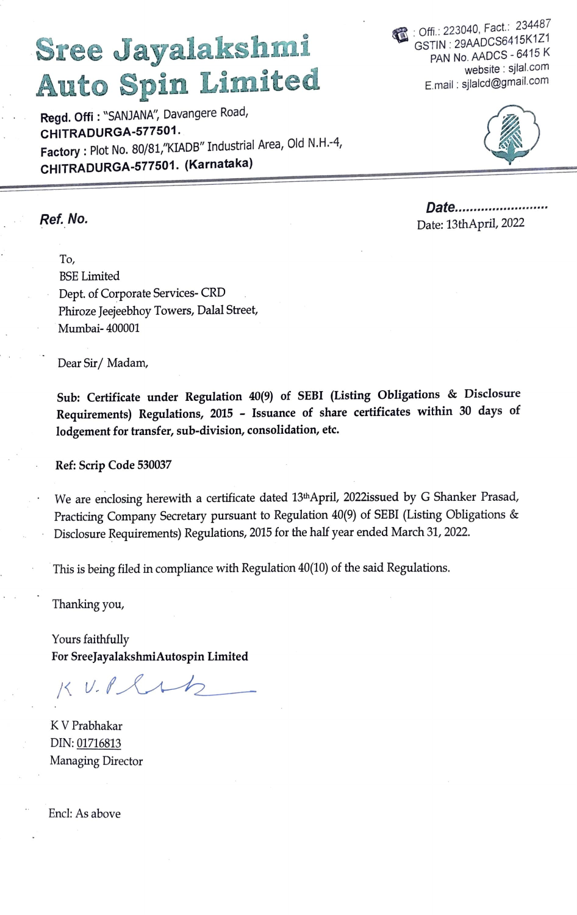# Sree Jayalakshmi Auto Spin Limited

**Regd. Offi :** "SANJANA", Davangere Road,
**CHITRADURGA-577501.**
**Factory :** Plot No. 80/81,"KIADB" Industrial Area, Old N.H.-4,
**CHITRADURGA-577501. (Karnataka)**

: Offi.: 223040, Fact.: 234487
GSTIN : 29AADCS6415K1Z1
PAN No. AADCS - 6415 K
website : sjlal.com
E.mail : sjlalcd@gmail.com

**Ref. No.**

**Date.........................**
Date: 13thApril, 2022

To,
BSE Limited
Dept. of Corporate Services- CRD
Phiroze Jeejeebhoy Towers, Dalal Street,
Mumbai- 400001

Dear Sir/ Madam,

**Sub: Certificate under Regulation 40(9) of SEBI (Listing Obligations & Disclosure Requirements) Regulations, 2015 - Issuance of share certificates within 30 days of lodgement for transfer, sub-division, consolidation, etc.**

**Ref: Scrip Code 530037**

We are enclosing herewith a certificate dated 13thApril, 2022issued by G Shanker Prasad, Practicing Company Secretary pursuant to Regulation 40(9) of SEBI (Listing Obligations & Disclosure Requirements) Regulations, 2015 for the half year ended March 31, 2022.

This is being filed in compliance with Regulation 40(10) of the said Regulations.

Thanking you,

Yours faithfully
**For SreeJayalakshmiAutospin Limited**

K V Prabhakar
DIN: 01716813
Managing Director

Encl: As above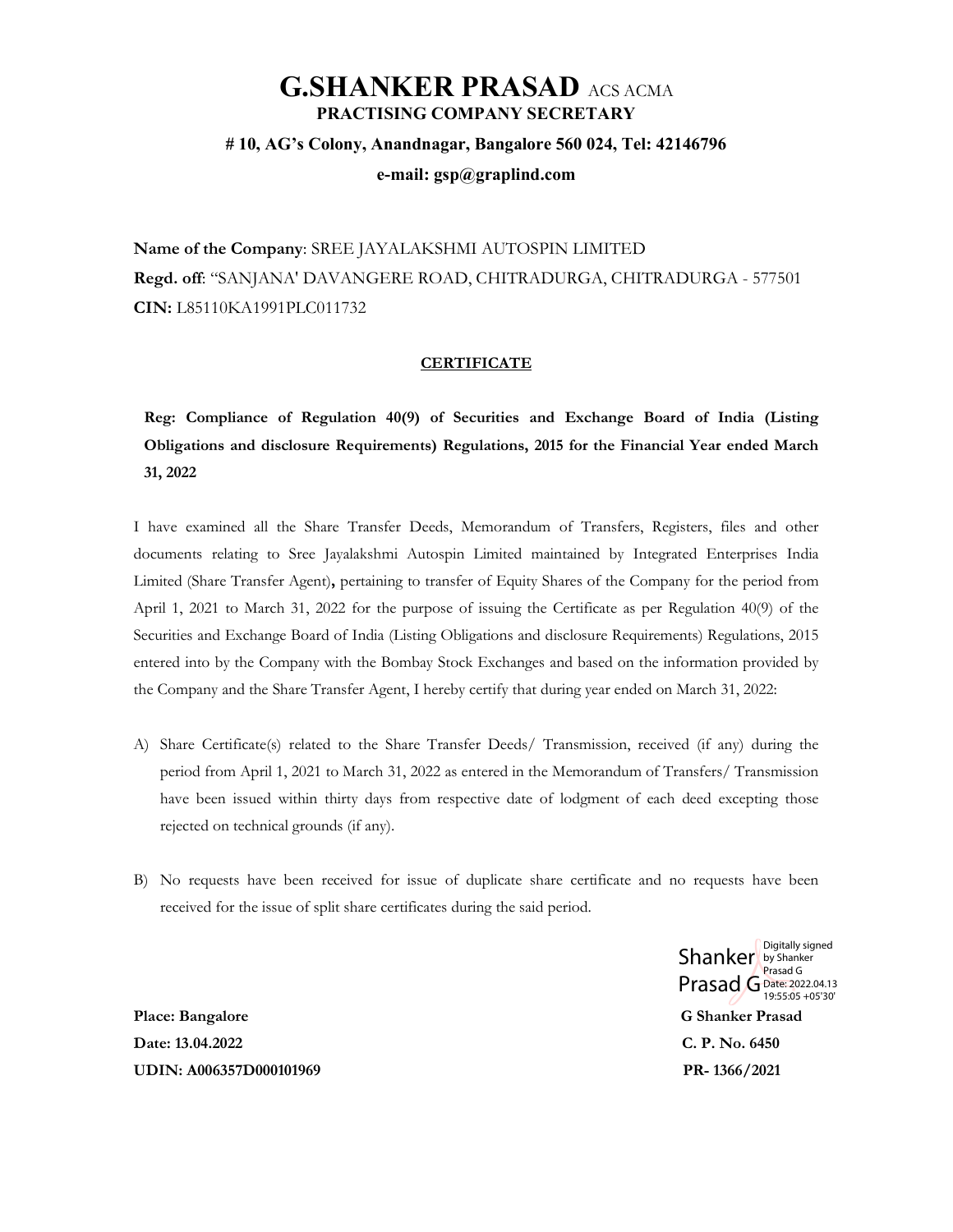# G.SHANKER PRASAD ACS ACMA

**PRACTISING COMPANY SECRETARY**

**# 10, AG's Colony, Anandnagar, Bangalore 560 024, Tel: 42146796**

**e-mail: gsp@graplind.com**

**Name of the Company**: SREE JAYALAKSHMI AUTOSPIN LIMITED

**Regd. off**: "SANJANA' DAVANGERE ROAD, CHITRADURGA, CHITRADURGA - 577501

**CIN:** L85110KA1991PLC011732

## CERTIFICATE

**Reg: Compliance of Regulation 40(9) of Securities and Exchange Board of India (Listing Obligations and disclosure Requirements) Regulations, 2015 for the Financial Year ended March 31, 2022**

I have examined all the Share Transfer Deeds, Memorandum of Transfers, Registers, files and other documents relating to Sree Jayalakshmi Autospin Limited maintained by Integrated Enterprises India Limited (Share Transfer Agent)**,** pertaining to transfer of Equity Shares of the Company for the period from April 1, 2021 to March 31, 2022 for the purpose of issuing the Certificate as per Regulation 40(9) of the Securities and Exchange Board of India (Listing Obligations and disclosure Requirements) Regulations, 2015 entered into by the Company with the Bombay Stock Exchanges and based on the information provided by the Company and the Share Transfer Agent, I hereby certify that during year ended on March 31, 2022:

A) Share Certificate(s) related to the Share Transfer Deeds/ Transmission, received (if any) during the period from April 1, 2021 to March 31, 2022 as entered in the Memorandum of Transfers/ Transmission have been issued within thirty days from respective date of lodgment of each deed excepting those rejected on technical grounds (if any).

B) No requests have been received for issue of duplicate share certificate and no requests have been received for the issue of split share certificates during the said period.

Shanker Prasad G — Digitally signed by Shanker Prasad G, Date: 2022.04.13 19:55:05 +05'30'

**Place: Bangalore** | **G Shanker Prasad**

**Date: 13.04.2022** | **C. P. No. 6450**

**UDIN: A006357D000101969** | **PR- 1366/2021**